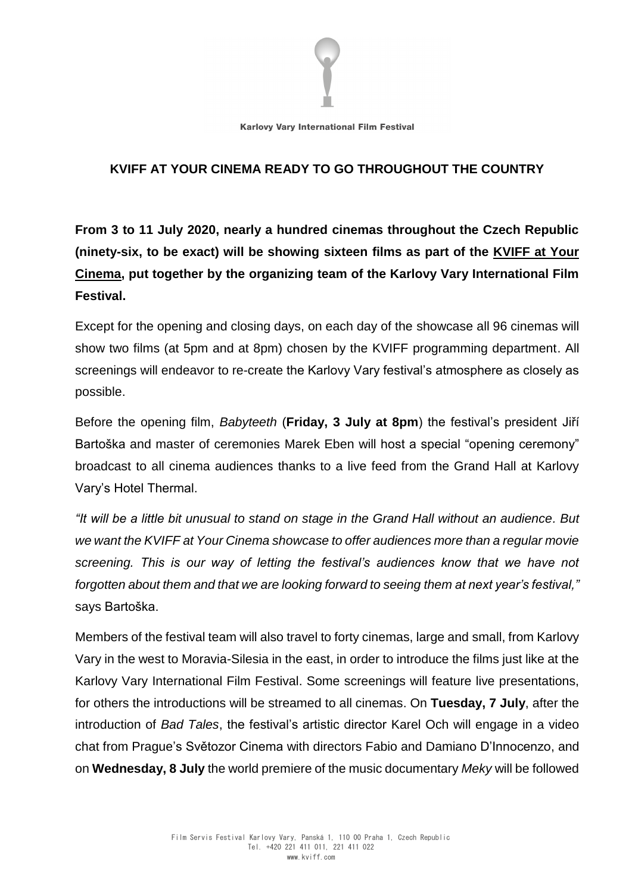Karlovy Vary International Film Festival

# KVIFF AT YOUR CINEMA READY TO GO THROUGHOUT THE COUNTRY

**From 3 to 11 July 2020, nearly a hundred cinemas throughout the Czech Republic (ninety-six, to be exact) will be showing sixteen films as part of the KVIFF at Your Cinema, put together by the organizing team of the Karlovy Vary International Film Festival.**

Except for the opening and closing days, on each day of the showcase all 96 cinemas will show two films (at 5pm and at 8pm) chosen by the KVIFF programming department. All screenings will endeavor to re-create the Karlovy Vary festival's atmosphere as closely as possible.

Before the opening film, *Babyteeth* (**Friday, 3 July at 8pm**) the festival's president Jiří Bartoška and master of ceremonies Marek Eben will host a special "opening ceremony" broadcast to all cinema audiences thanks to a live feed from the Grand Hall at Karlovy Vary's Hotel Thermal.

*"It will be a little bit unusual to stand on stage in the Grand Hall without an audience. But we want the KVIFF at Your Cinema showcase to offer audiences more than a regular movie screening. This is our way of letting the festival's audiences know that we have not forgotten about them and that we are looking forward to seeing them at next year's festival,"* says Bartoška.

Members of the festival team will also travel to forty cinemas, large and small, from Karlovy Vary in the west to Moravia-Silesia in the east, in order to introduce the films just like at the Karlovy Vary International Film Festival. Some screenings will feature live presentations, for others the introductions will be streamed to all cinemas. On **Tuesday, 7 July**, after the introduction of *Bad Tales*, the festival's artistic director Karel Och will engage in a video chat from Prague's Světozor Cinema with directors Fabio and Damiano D'Innocenzo, and on **Wednesday, 8 July** the world premiere of the music documentary *Meky* will be followed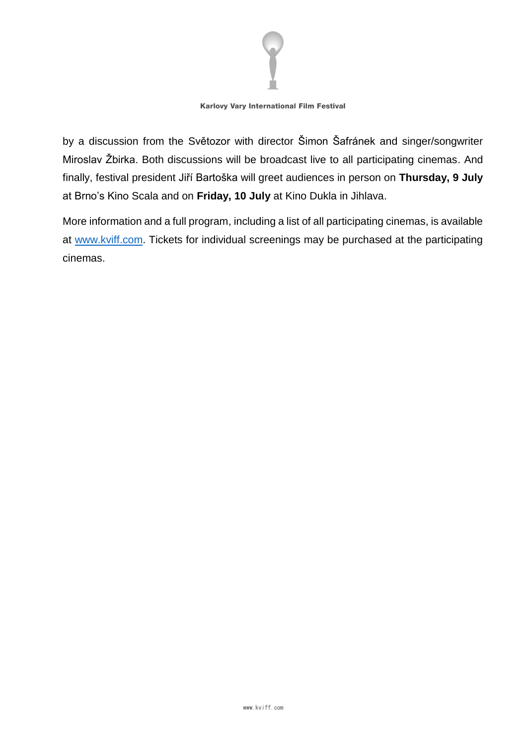by a discussion from the Světozor with director Šimon Šafránek and singer/songwriter Miroslav Žbirka. Both discussions will be broadcast live to all participating cinemas. And finally, festival president Jiří Bartoška will greet audiences in person on **Thursday, 9 July** at Brno's Kino Scala and on **Friday, 10 July** at Kino Dukla in Jihlava.

More information and a full program, including a list of all participating cinemas, is available at www.kviff.com. Tickets for individual screenings may be purchased at the participating cinemas.